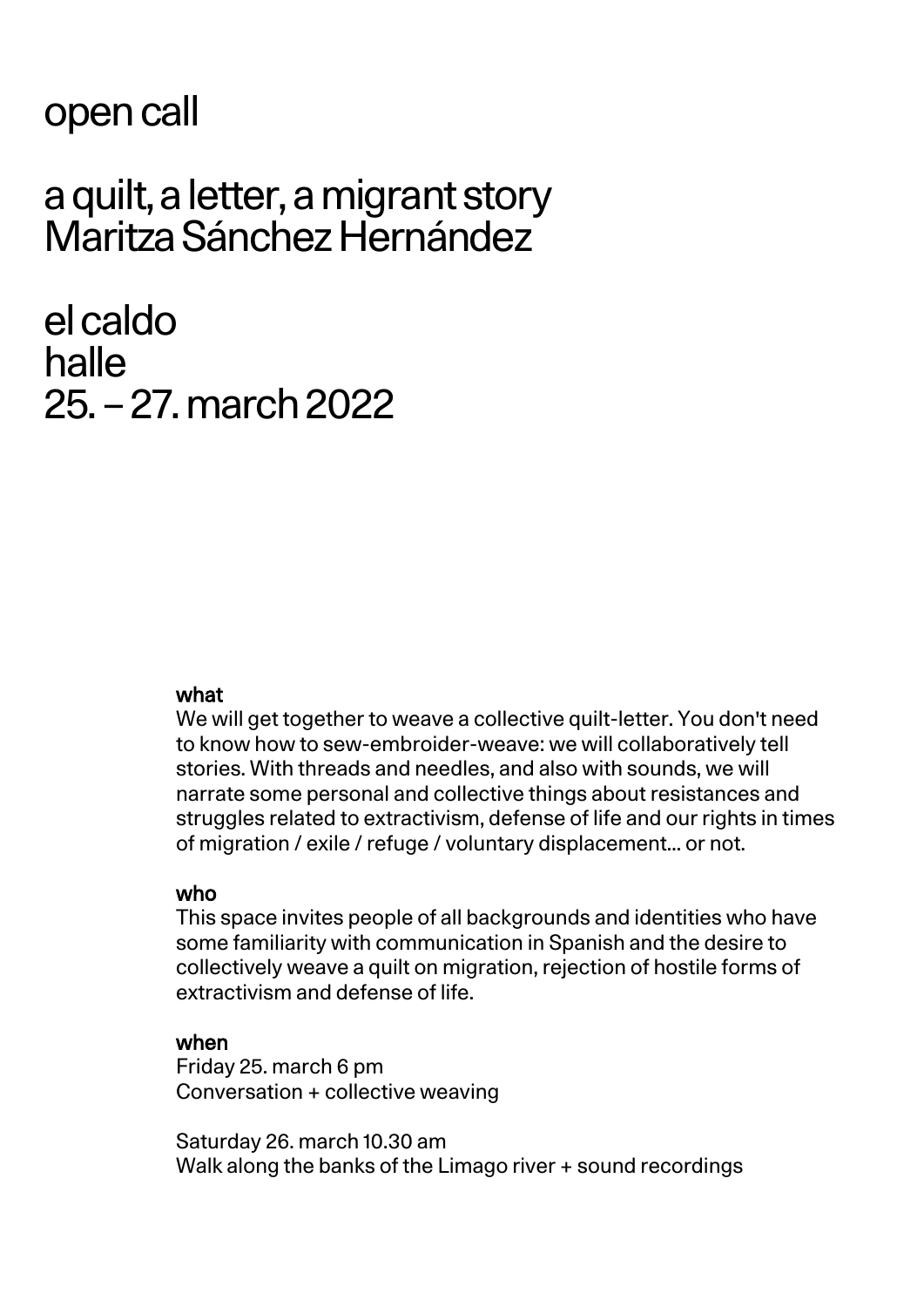# open call

# a quilt, a letter, a migrant story
# Maritza Sánchez Hernández

# el caldo
# halle
# 25. – 27. march 2022

**what**

We will get together to weave a collective quilt-letter. You don't need to know how to sew-embroider-weave: we will collaboratively tell stories. With threads and needles, and also with sounds, we will narrate some personal and collective things about resistances and struggles related to extractivism, defense of life and our rights in times of migration / exile / refuge / voluntary displacement... or not.

**who**

This space invites people of all backgrounds and identities who have some familiarity with communication in Spanish and the desire to collectively weave a quilt on migration, rejection of hostile forms of extractivism and defense of life.

**when**

Friday 25. march 6 pm
Conversation + collective weaving

Saturday 26. march 10.30 am
Walk along the banks of the Limago river + sound recordings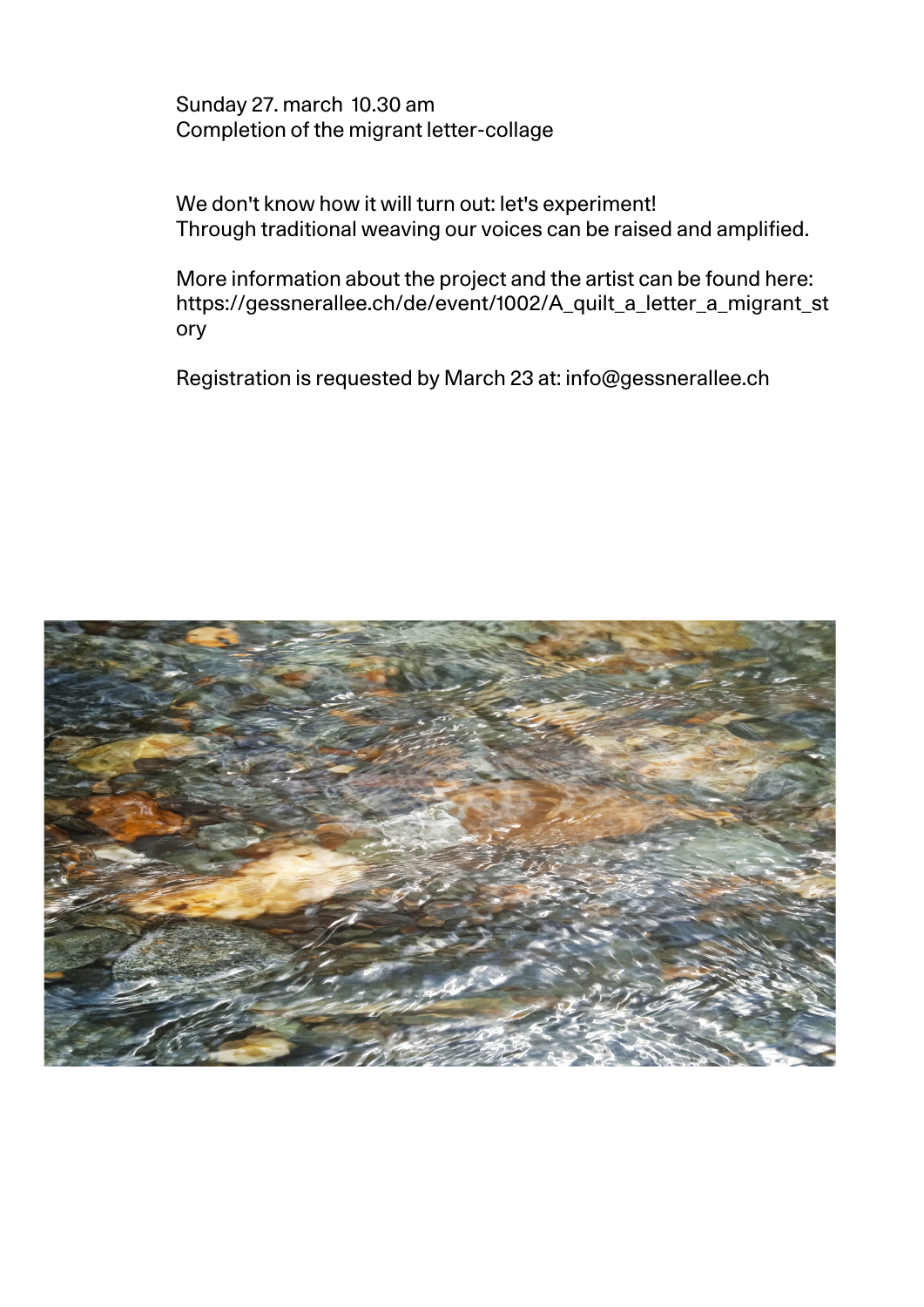Sunday 27. march 10.30 am
Completion of the migrant letter-collage

We don't know how it will turn out: let's experiment!
Through traditional weaving our voices can be raised and amplified.

More information about the project and the artist can be found here:
https://gessnerallee.ch/de/event/1002/A_quilt_a_letter_a_migrant_story

Registration is requested by March 23 at: info@gessnerallee.ch